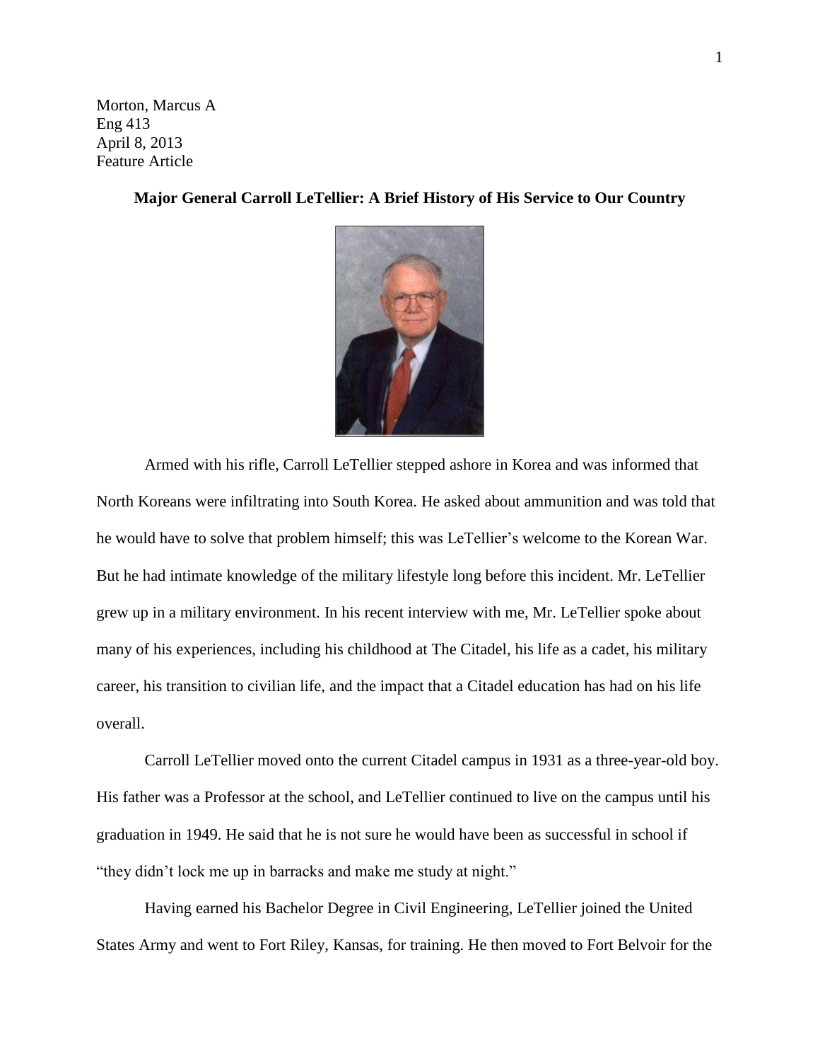Morton, Marcus A
Eng 413
April 8, 2013
Feature Article

**Major General Carroll LeTellier: A Brief History of His Service to Our Country**

Armed with his rifle, Carroll LeTellier stepped ashore in Korea and was informed that North Koreans were infiltrating into South Korea. He asked about ammunition and was told that he would have to solve that problem himself; this was LeTellier's welcome to the Korean War. But he had intimate knowledge of the military lifestyle long before this incident. Mr. LeTellier grew up in a military environment. In his recent interview with me, Mr. LeTellier spoke about many of his experiences, including his childhood at The Citadel, his life as a cadet, his military career, his transition to civilian life, and the impact that a Citadel education has had on his life overall.

Carroll LeTellier moved onto the current Citadel campus in 1931 as a three-year-old boy. His father was a Professor at the school, and LeTellier continued to live on the campus until his graduation in 1949. He said that he is not sure he would have been as successful in school if "they didn't lock me up in barracks and make me study at night."

Having earned his Bachelor Degree in Civil Engineering, LeTellier joined the United States Army and went to Fort Riley, Kansas, for training. He then moved to Fort Belvoir for the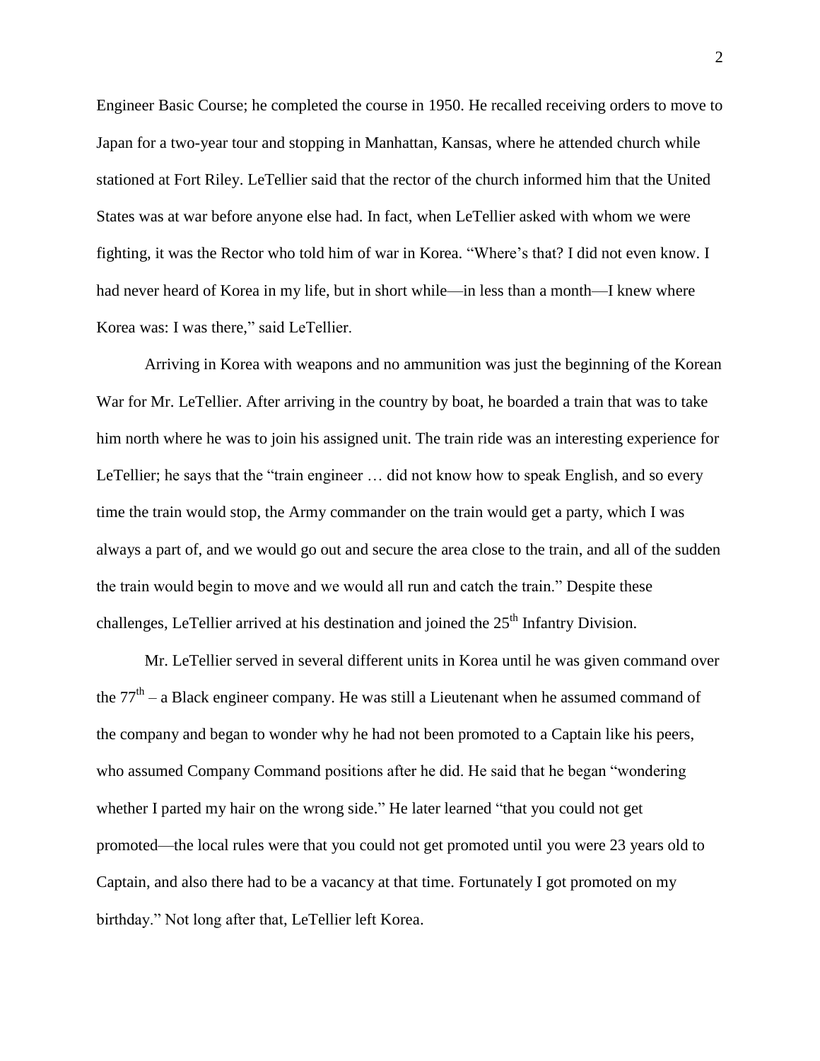Engineer Basic Course; he completed the course in 1950. He recalled receiving orders to move to Japan for a two-year tour and stopping in Manhattan, Kansas, where he attended church while stationed at Fort Riley. LeTellier said that the rector of the church informed him that the United States was at war before anyone else had. In fact, when LeTellier asked with whom we were fighting, it was the Rector who told him of war in Korea. "Where's that? I did not even know. I had never heard of Korea in my life, but in short while—in less than a month—I knew where Korea was: I was there," said LeTellier.

Arriving in Korea with weapons and no ammunition was just the beginning of the Korean War for Mr. LeTellier. After arriving in the country by boat, he boarded a train that was to take him north where he was to join his assigned unit. The train ride was an interesting experience for LeTellier; he says that the "train engineer … did not know how to speak English, and so every time the train would stop, the Army commander on the train would get a party, which I was always a part of, and we would go out and secure the area close to the train, and all of the sudden the train would begin to move and we would all run and catch the train." Despite these challenges, LeTellier arrived at his destination and joined the 25th Infantry Division.

Mr. LeTellier served in several different units in Korea until he was given command over the 77th – a Black engineer company. He was still a Lieutenant when he assumed command of the company and began to wonder why he had not been promoted to a Captain like his peers, who assumed Company Command positions after he did. He said that he began "wondering whether I parted my hair on the wrong side." He later learned "that you could not get promoted—the local rules were that you could not get promoted until you were 23 years old to Captain, and also there had to be a vacancy at that time. Fortunately I got promoted on my birthday." Not long after that, LeTellier left Korea.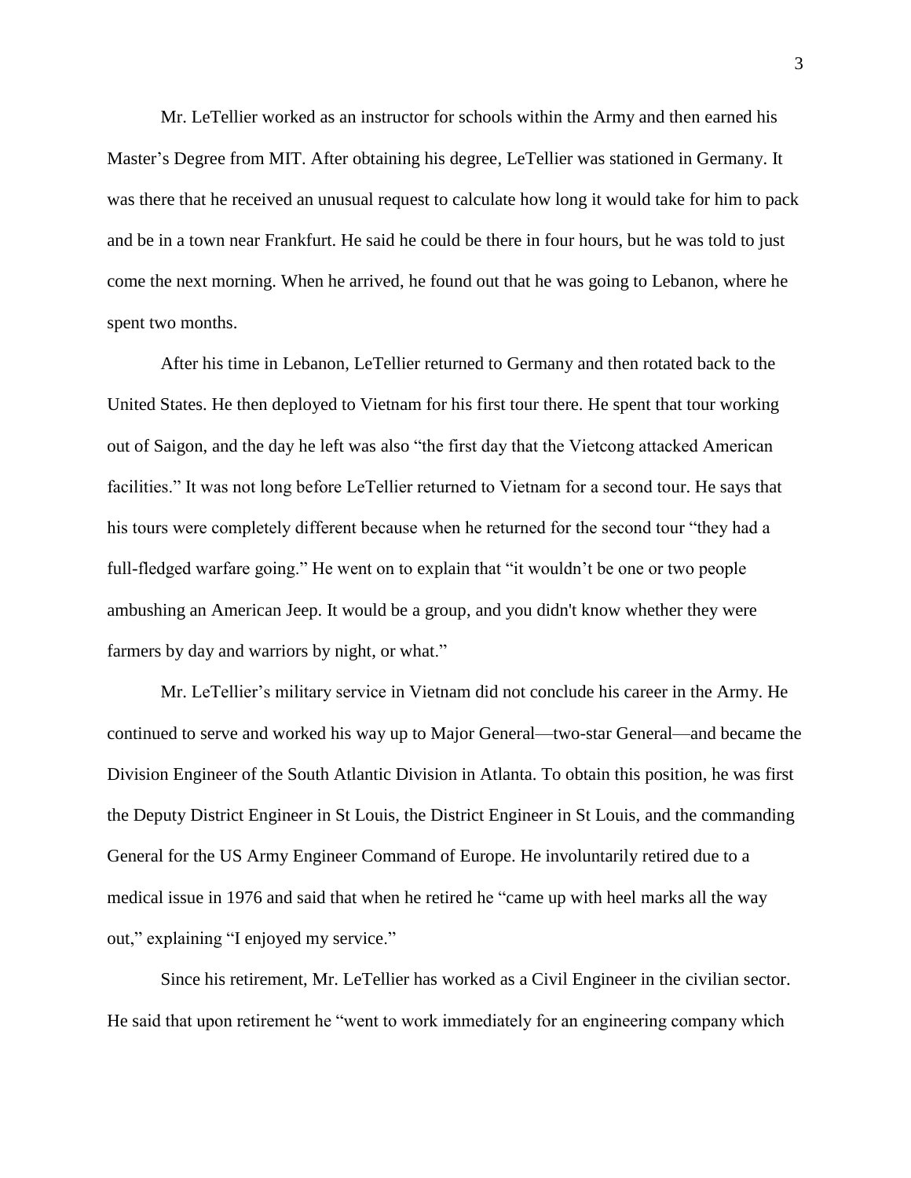Mr. LeTellier worked as an instructor for schools within the Army and then earned his Master's Degree from MIT. After obtaining his degree, LeTellier was stationed in Germany. It was there that he received an unusual request to calculate how long it would take for him to pack and be in a town near Frankfurt. He said he could be there in four hours, but he was told to just come the next morning. When he arrived, he found out that he was going to Lebanon, where he spent two months.

After his time in Lebanon, LeTellier returned to Germany and then rotated back to the United States. He then deployed to Vietnam for his first tour there. He spent that tour working out of Saigon, and the day he left was also "the first day that the Vietcong attacked American facilities." It was not long before LeTellier returned to Vietnam for a second tour. He says that his tours were completely different because when he returned for the second tour "they had a full-fledged warfare going." He went on to explain that "it wouldn't be one or two people ambushing an American Jeep. It would be a group, and you didn't know whether they were farmers by day and warriors by night, or what."

Mr. LeTellier's military service in Vietnam did not conclude his career in the Army. He continued to serve and worked his way up to Major General—two-star General—and became the Division Engineer of the South Atlantic Division in Atlanta. To obtain this position, he was first the Deputy District Engineer in St Louis, the District Engineer in St Louis, and the commanding General for the US Army Engineer Command of Europe. He involuntarily retired due to a medical issue in 1976 and said that when he retired he "came up with heel marks all the way out," explaining "I enjoyed my service."

Since his retirement, Mr. LeTellier has worked as a Civil Engineer in the civilian sector. He said that upon retirement he "went to work immediately for an engineering company which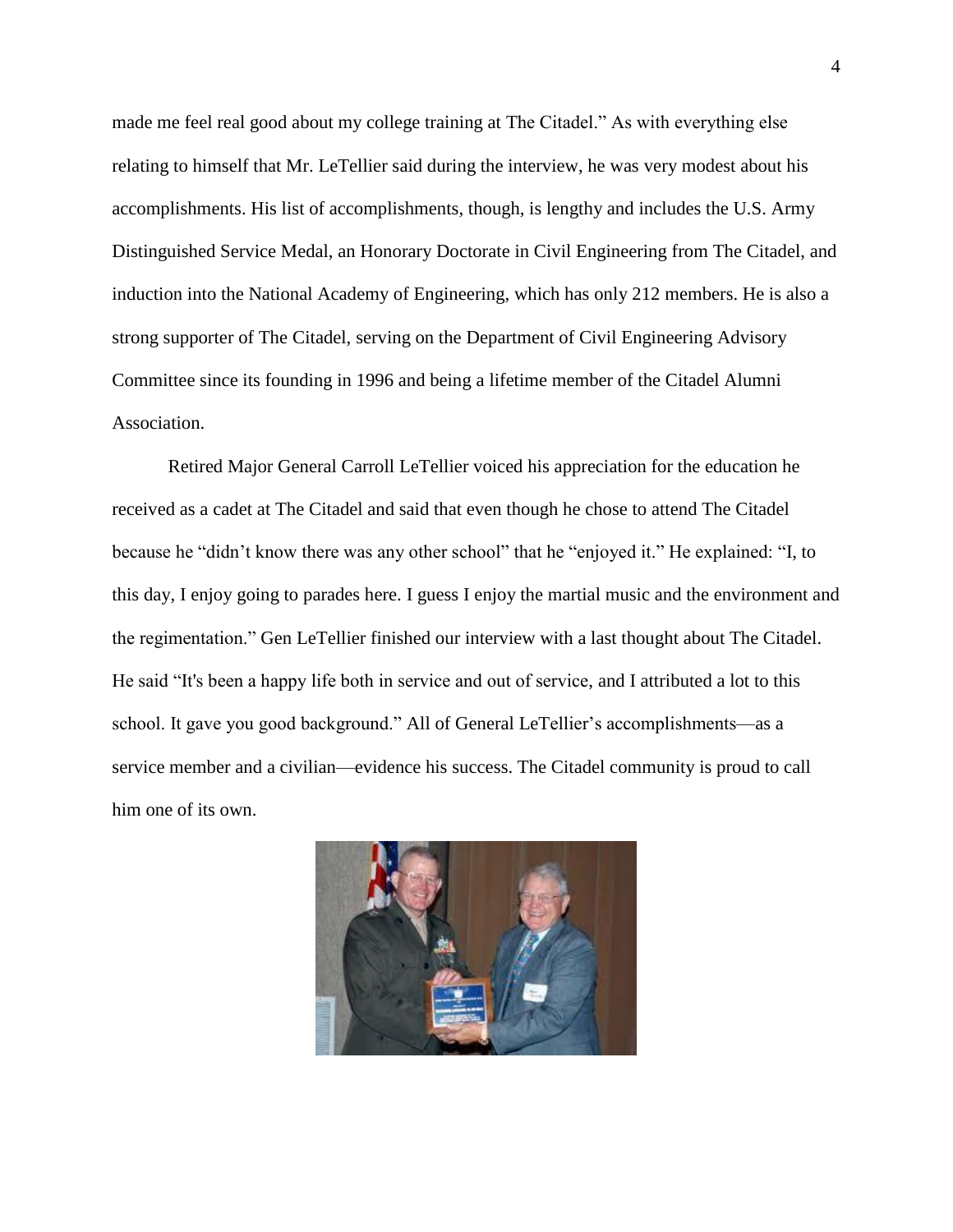made me feel real good about my college training at The Citadel." As with everything else relating to himself that Mr. LeTellier said during the interview, he was very modest about his accomplishments. His list of accomplishments, though, is lengthy and includes the U.S. Army Distinguished Service Medal, an Honorary Doctorate in Civil Engineering from The Citadel, and induction into the National Academy of Engineering, which has only 212 members. He is also a strong supporter of The Citadel, serving on the Department of Civil Engineering Advisory Committee since its founding in 1996 and being a lifetime member of the Citadel Alumni Association.

Retired Major General Carroll LeTellier voiced his appreciation for the education he received as a cadet at The Citadel and said that even though he chose to attend The Citadel because he "didn't know there was any other school" that he "enjoyed it." He explained: "I, to this day, I enjoy going to parades here. I guess I enjoy the martial music and the environment and the regimentation." Gen LeTellier finished our interview with a last thought about The Citadel. He said "It's been a happy life both in service and out of service, and I attributed a lot to this school. It gave you good background." All of General LeTellier's accomplishments—as a service member and a civilian—evidence his success. The Citadel community is proud to call him one of its own.